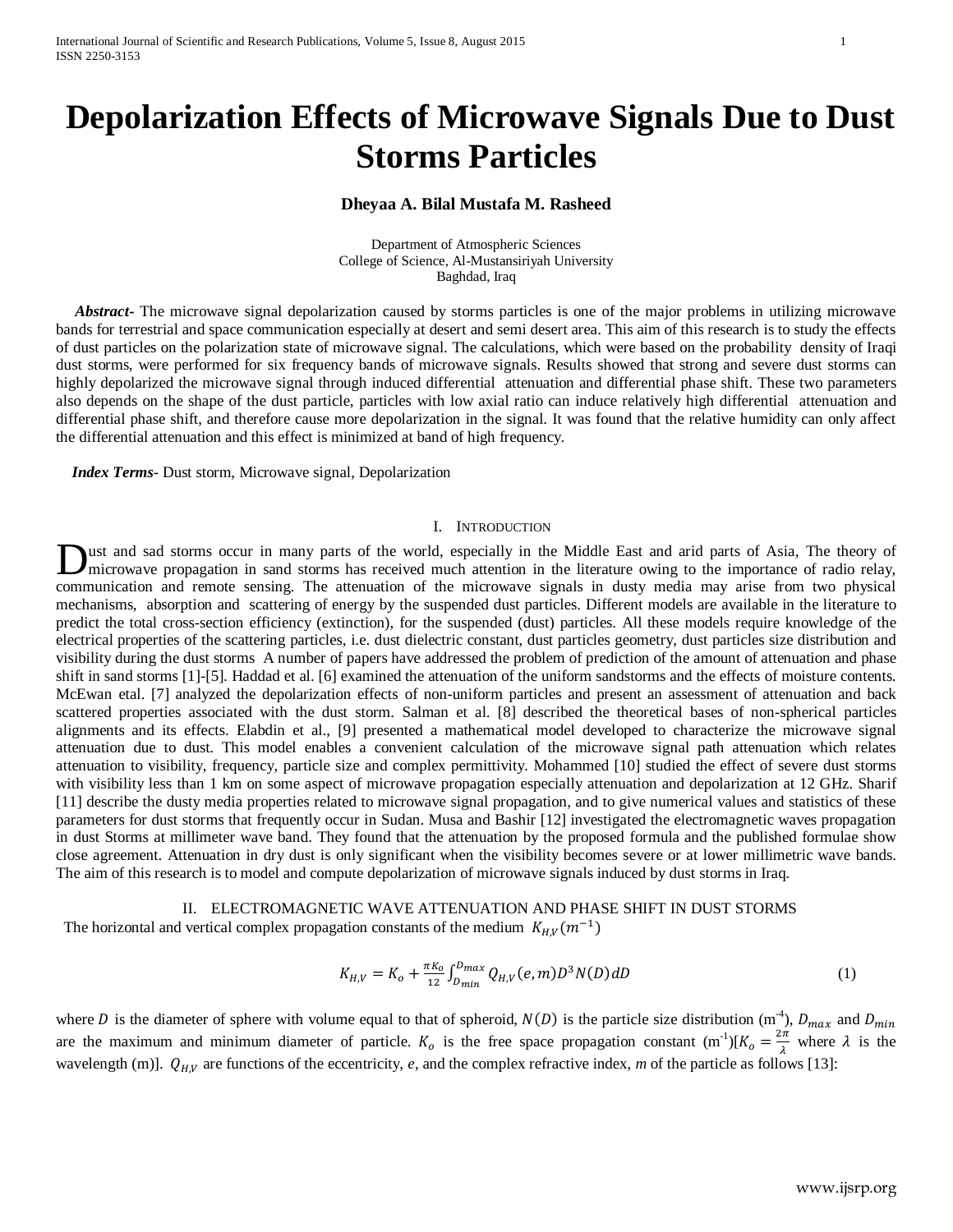# Depolarization Effects of Microwave Signals Due to Dust Storms Particles

**Dheyaa A. Bilal Mustafa M. Rasheed**

Department of Atmospheric Sciences
College of Science, Al-Mustansiriyah University
Baghdad, Iraq

***Abstract-*** The microwave signal depolarization caused by storms particles is one of the major problems in utilizing microwave bands for terrestrial and space communication especially at desert and semi desert area. This aim of this research is to study the effects of dust particles on the polarization state of microwave signal. The calculations, which were based on the probability density of Iraqi dust storms, were performed for six frequency bands of microwave signals. Results showed that strong and severe dust storms can highly depolarized the microwave signal through induced differential attenuation and differential phase shift. These two parameters also depends on the shape of the dust particle, particles with low axial ratio can induce relatively high differential attenuation and differential phase shift, and therefore cause more depolarization in the signal. It was found that the relative humidity can only affect the differential attenuation and this effect is minimized at band of high frequency.

***Index Terms*****-** Dust storm, Microwave signal, Depolarization

## I. Introduction

Dust and sad storms occur in many parts of the world, especially in the Middle East and arid parts of Asia, The theory of microwave propagation in sand storms has received much attention in the literature owing to the importance of radio relay, communication and remote sensing. The attenuation of the microwave signals in dusty media may arise from two physical mechanisms, absorption and scattering of energy by the suspended dust particles. Different models are available in the literature to predict the total cross-section efficiency (extinction), for the suspended (dust) particles. All these models require knowledge of the electrical properties of the scattering particles, i.e. dust dielectric constant, dust particles geometry, dust particles size distribution and visibility during the dust storms A number of papers have addressed the problem of prediction of the amount of attenuation and phase shift in sand storms [1]-[5]. Haddad et al. [6] examined the attenuation of the uniform sandstorms and the effects of moisture contents. McEwan etal. [7] analyzed the depolarization effects of non-uniform particles and present an assessment of attenuation and back scattered properties associated with the dust storm. Salman et al. [8] described the theoretical bases of non-spherical particles alignments and its effects. Elabdin et al., [9] presented a mathematical model developed to characterize the microwave signal attenuation due to dust. This model enables a convenient calculation of the microwave signal path attenuation which relates attenuation to visibility, frequency, particle size and complex permittivity. Mohammed [10] studied the effect of severe dust storms with visibility less than 1 km on some aspect of microwave propagation especially attenuation and depolarization at 12 GHz. Sharif [11] describe the dusty media properties related to microwave signal propagation, and to give numerical values and statistics of these parameters for dust storms that frequently occur in Sudan. Musa and Bashir [12] investigated the electromagnetic waves propagation in dust Storms at millimeter wave band. They found that the attenuation by the proposed formula and the published formulae show close agreement. Attenuation in dry dust is only significant when the visibility becomes severe or at lower millimetric wave bands. The aim of this research is to model and compute depolarization of microwave signals induced by dust storms in Iraq.

## II. Electromagnetic Wave Attenuation and Phase Shift in Dust Storms

The horizontal and vertical complex propagation constants of the medium $K_{H,V}(m^{-1})$

$$K_{H,V} = K_o + \frac{\pi K_o}{12}\int_{D_{min}}^{D_{max}} Q_{H,V}(e,m)D^3 N(D)\,dD \tag{1}$$

where $D$ is the diameter of sphere with volume equal to that of spheroid, $N(D)$ is the particle size distribution ($m^{-4}$), $D_{max}$ and $D_{min}$ are the maximum and minimum diameter of particle. $K_o$ is the free space propagation constant ($m^{-1}$)[$K_o = \frac{2\pi}{\lambda}$ where $\lambda$ is the wavelength (m)]. $Q_{H,V}$ are functions of the eccentricity, *e*, and the complex refractive index, *m* of the particle as follows [13]: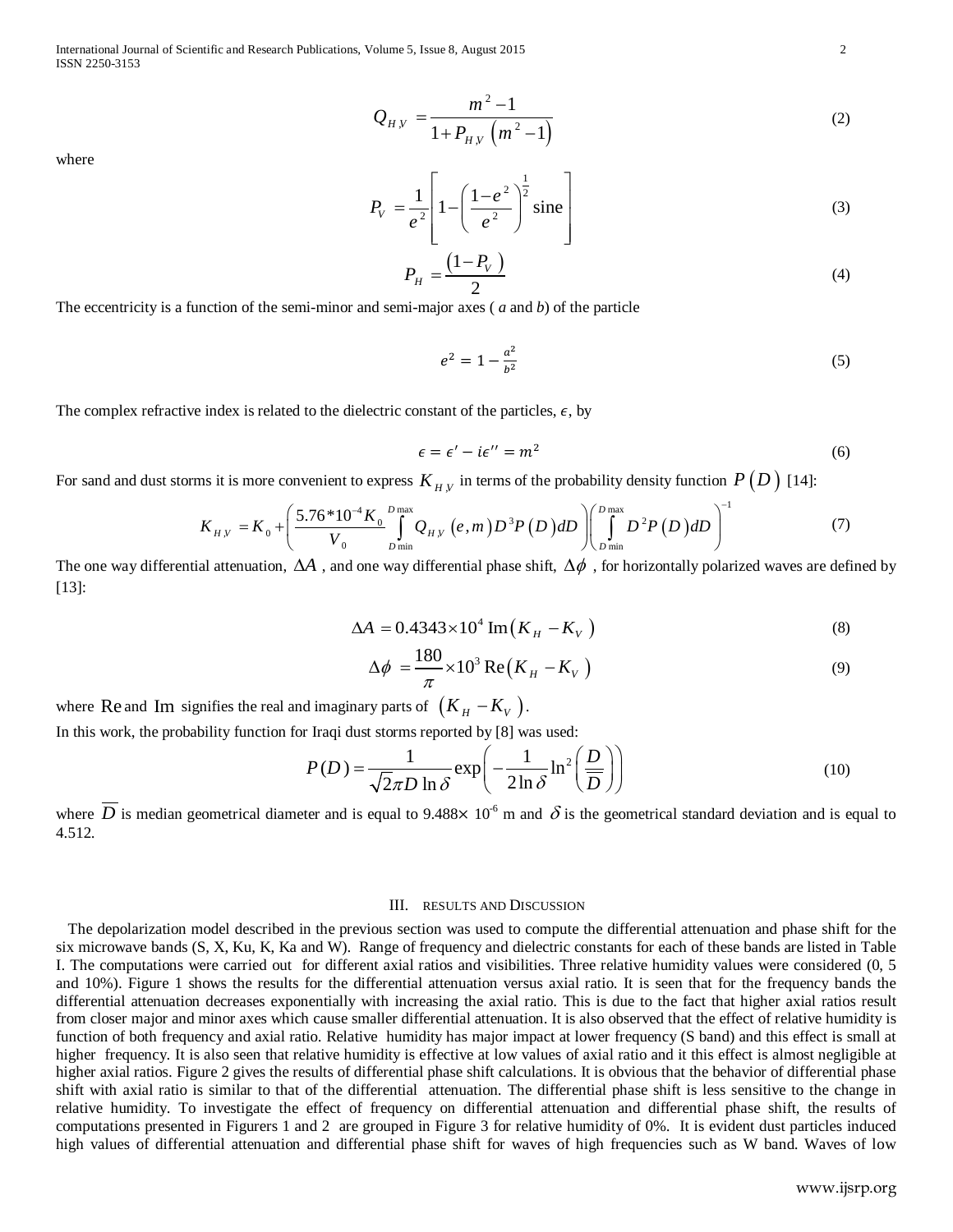$$Q_{H,V} = \frac{m^2 - 1}{1 + P_{H,V}\left(m^2 - 1\right)} \tag{2}$$

where

$$P_V = \frac{1}{e^2}\left[1 - \left(\frac{1-e^2}{e^2}\right)^{\frac{1}{2}} \text{sine}\right] \tag{3}$$

$$P_H = \frac{\left(1 - P_V\right)}{2} \tag{4}$$

The eccentricity is a function of the semi-minor and semi-major axes ( $a$ and $b$) of the particle

$$e^2 = 1 - \frac{a^2}{b^2} \tag{5}$$

The complex refractive index is related to the dielectric constant of the particles, $\epsilon$, by

$$\epsilon = \epsilon' - i\epsilon'' = m^2 \tag{6}$$

For sand and dust storms it is more convenient to express $K_{H,V}$ in terms of the probability density function $P\left(D\right)$ [14]:

$$K_{H,V} = K_0 + \left(\frac{5.76*10^{-4} K_0}{V_0}\int_{D\min}^{D\max} Q_{H,V}\left(e,m\right) D^3 P\left(D\right) dD\right)\left(\int_{D\min}^{D\max} D^2 P\left(D\right) dD\right)^{-1} \tag{7}$$

The one way differential attenuation, $\Delta A$ , and one way differential phase shift, $\Delta\phi$ , for horizontally polarized waves are defined by [13]:

$$\Delta A = 0.4343\times 10^4\, \text{Im}\left(K_H - K_V\right) \tag{8}$$

$$\Delta\phi = \frac{180}{\pi}\times 10^3\, \text{Re}\left(K_H - K_V\right) \tag{9}$$

where $\text{Re}$ and $\text{Im}$ signifies the real and imaginary parts of $\left(K_H - K_V\right)$.

In this work, the probability function for Iraqi dust storms reported by [8] was used:

$$P(D) = \frac{1}{\sqrt{2\pi} D \ln\delta}\exp\left(-\frac{1}{2\ln\delta}\ln^2\left(\frac{D}{\overline{D}}\right)\right) \tag{10}$$

where $\overline{D}$ is median geometrical diameter and is equal to $9.488\times 10^{-6}$ m and $\delta$ is the geometrical standard deviation and is equal to 4.512.

## III. RESULTS AND DISCUSSION

The depolarization model described in the previous section was used to compute the differential attenuation and phase shift for the six microwave bands (S, X, Ku, K, Ka and W). Range of frequency and dielectric constants for each of these bands are listed in Table I. The computations were carried out for different axial ratios and visibilities. Three relative humidity values were considered (0, 5 and 10%). Figure 1 shows the results for the differential attenuation versus axial ratio. It is seen that for the frequency bands the differential attenuation decreases exponentially with increasing the axial ratio. This is due to the fact that higher axial ratios result from closer major and minor axes which cause smaller differential attenuation. It is also observed that the effect of relative humidity is function of both frequency and axial ratio. Relative humidity has major impact at lower frequency (S band) and this effect is small at higher frequency. It is also seen that relative humidity is effective at low values of axial ratio and it this effect is almost negligible at higher axial ratios. Figure 2 gives the results of differential phase shift calculations. It is obvious that the behavior of differential phase shift with axial ratio is similar to that of the differential attenuation. The differential phase shift is less sensitive to the change in relative humidity. To investigate the effect of frequency on differential attenuation and differential phase shift, the results of computations presented in Figurers 1 and 2 are grouped in Figure 3 for relative humidity of 0%. It is evident dust particles induced high values of differential attenuation and differential phase shift for waves of high frequencies such as W band. Waves of low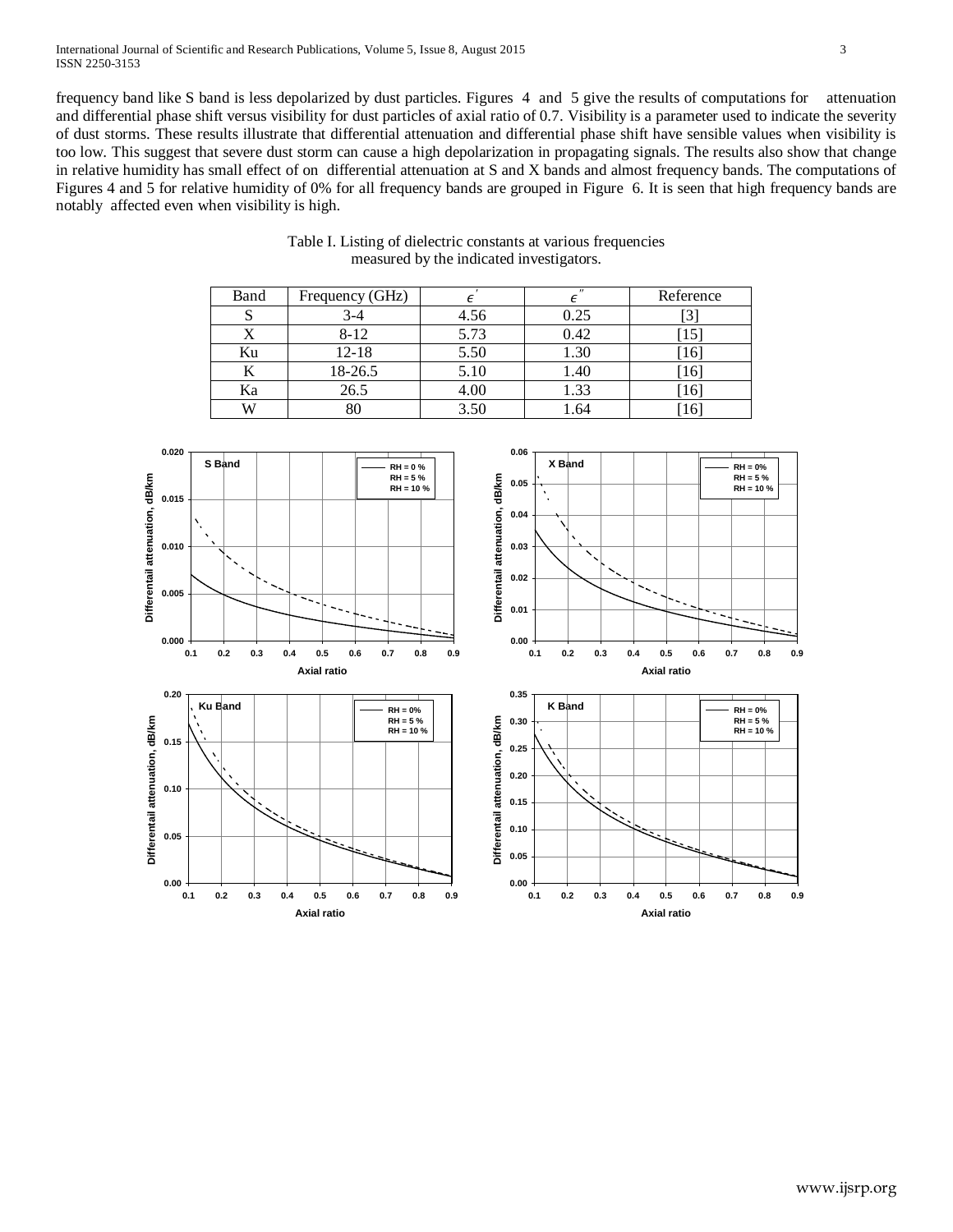frequency band like S band is less depolarized by dust particles. Figures 4 and 5 give the results of computations for attenuation and differential phase shift versus visibility for dust particles of axial ratio of 0.7. Visibility is a parameter used to indicate the severity of dust storms. These results illustrate that differential attenuation and differential phase shift have sensible values when visibility is too low. This suggest that severe dust storm can cause a high depolarization in propagating signals. The results also show that change in relative humidity has small effect of on differential attenuation at S and X bands and almost frequency bands. The computations of Figures 4 and 5 for relative humidity of 0% for all frequency bands are grouped in Figure 6. It is seen that high frequency bands are notably affected even when visibility is high.

Table I. Listing of dielectric constants at various frequencies measured by the indicated investigators.

| Band | Frequency (GHz) | $\epsilon'$ | $\epsilon''$ | Reference |
|---|---|---|---|---|
| S | 3-4 | 4.56 | 0.25 | [3] |
| X | 8-12 | 5.73 | 0.42 | [15] |
| Ku | 12-18 | 5.50 | 1.30 | [16] |
| K | 18-26.5 | 5.10 | 1.40 | [16] |
| Ka | 26.5 | 4.00 | 1.33 | [16] |
| W | 80 | 3.50 | 1.64 | [16] |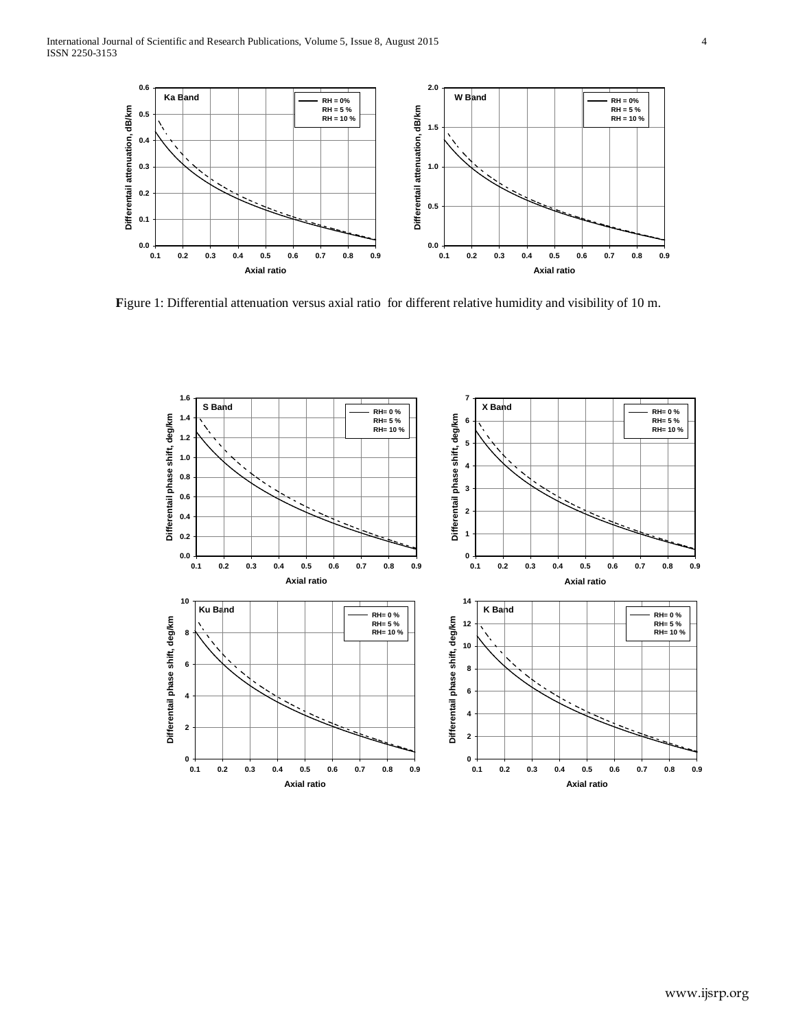Figure 1: Differential attenuation versus axial ratio for different relative humidity and visibility of 10 m.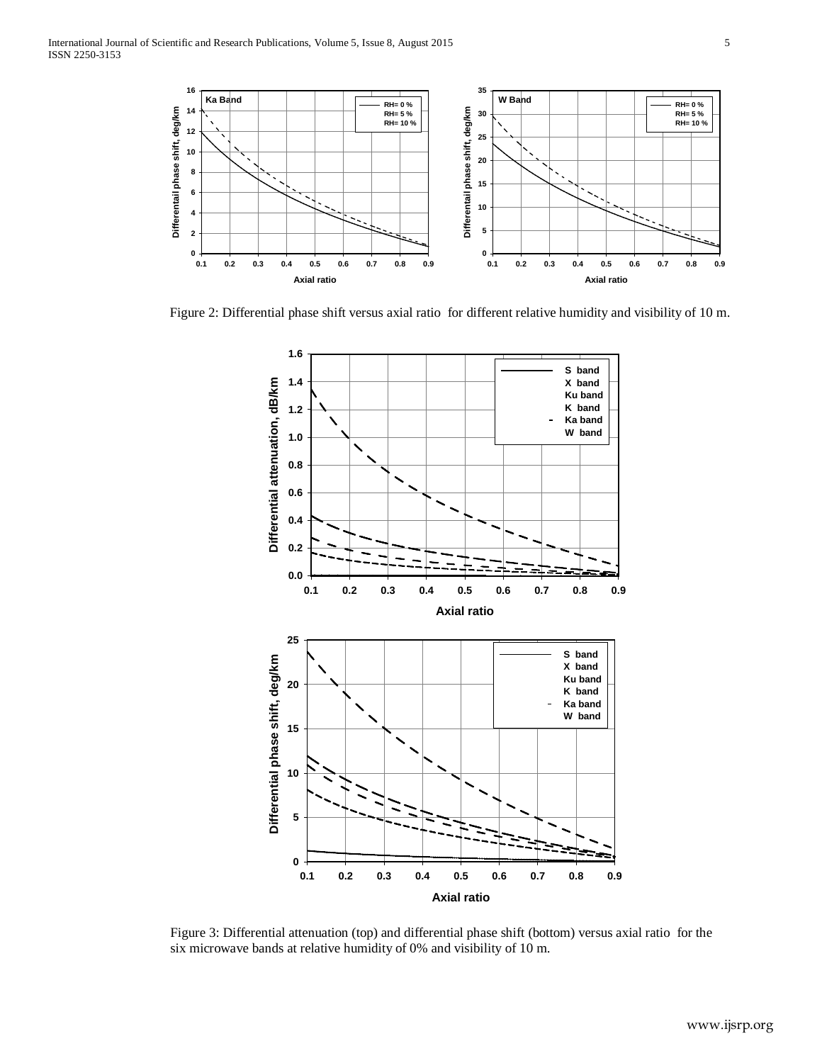Figure 2: Differential phase shift versus axial ratio for different relative humidity and visibility of 10 m.

Figure 3: Differential attenuation (top) and differential phase shift (bottom) versus axial ratio for the six microwave bands at relative humidity of 0% and visibility of 10 m.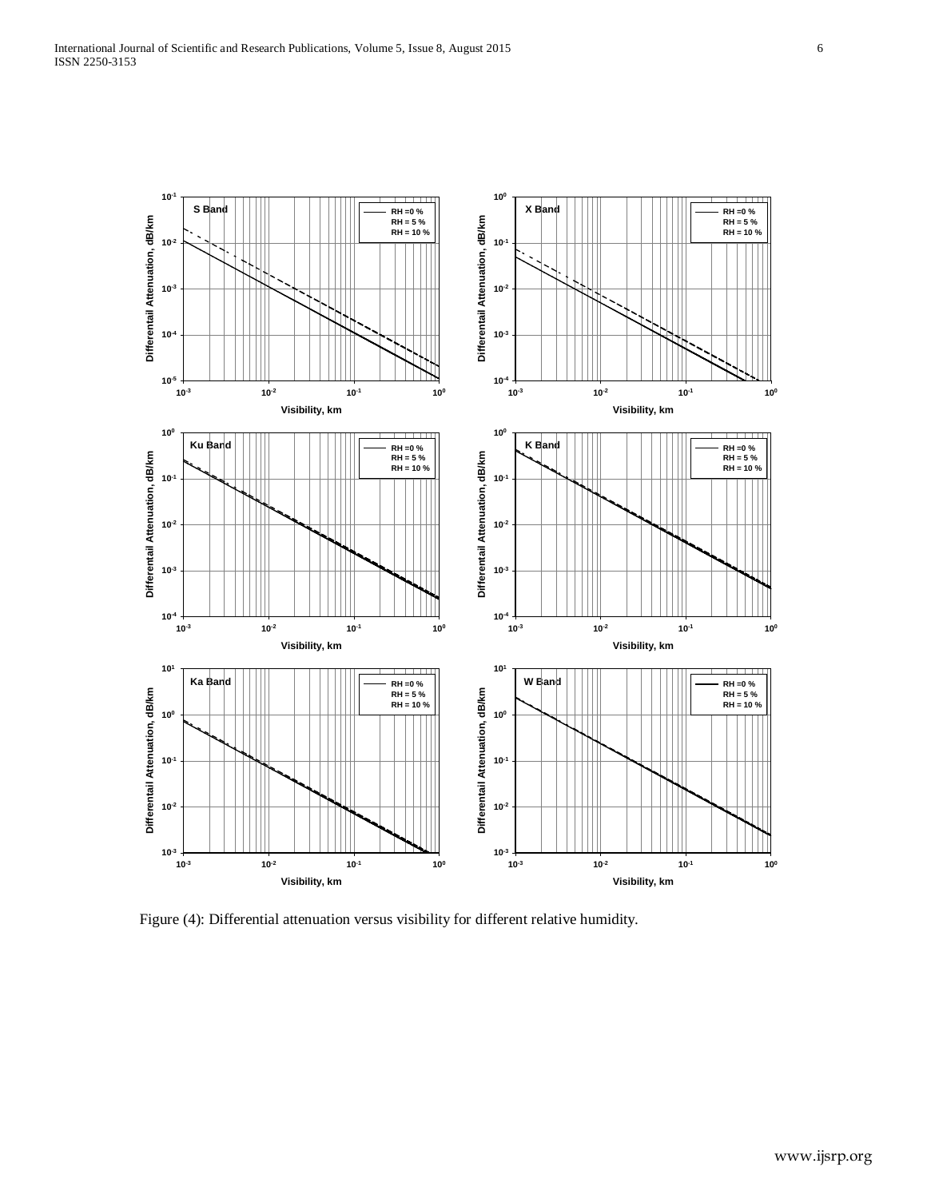Figure (4): Differential attenuation versus visibility for different relative humidity.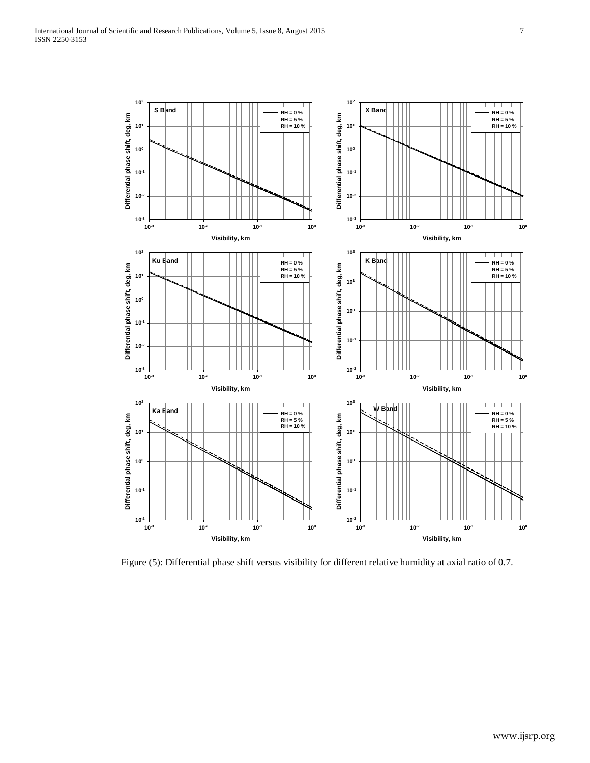Figure (5): Differential phase shift versus visibility for different relative humidity at axial ratio of 0.7.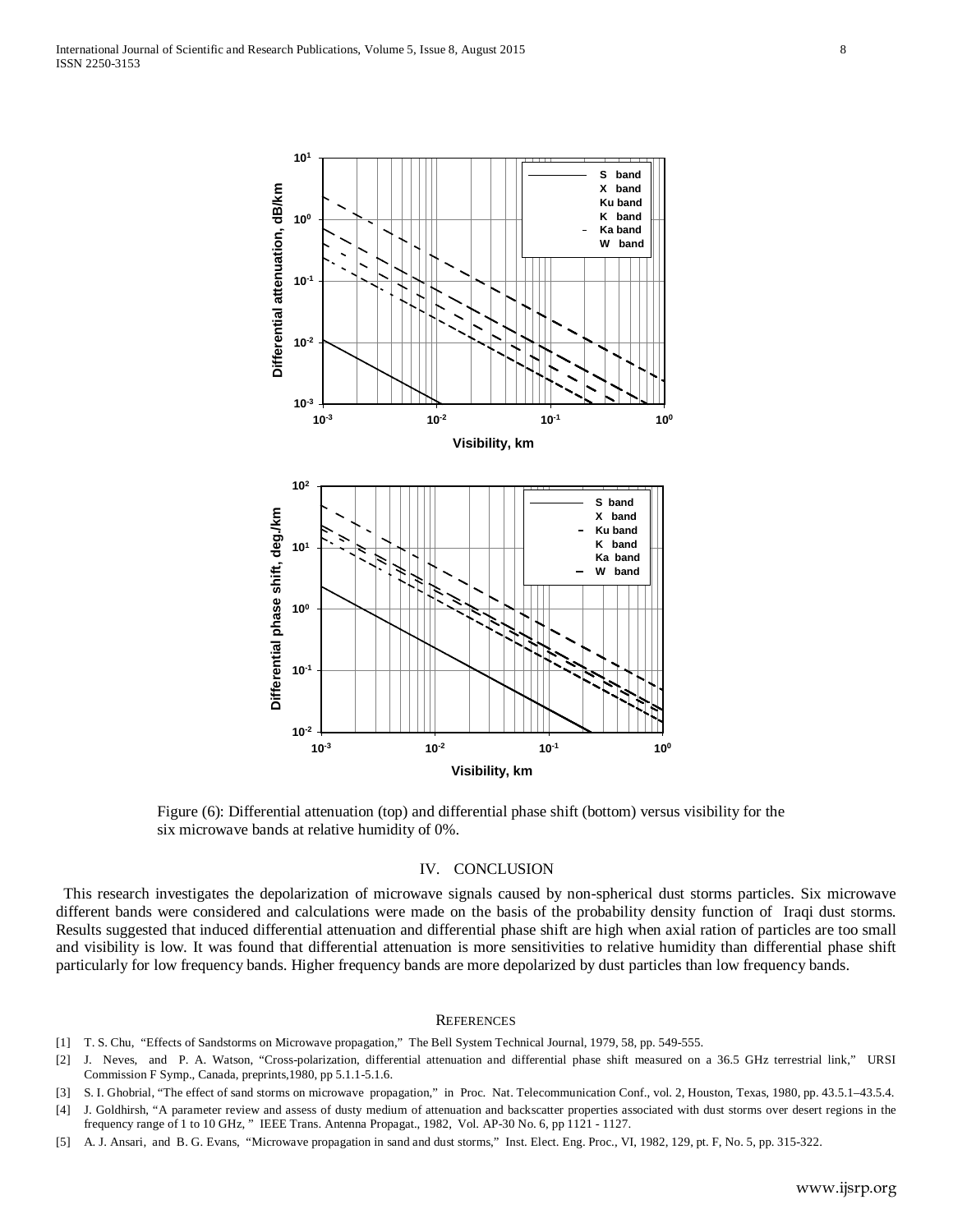Figure (6): Differential attenuation (top) and differential phase shift (bottom) versus visibility for the six microwave bands at relative humidity of 0%.

## IV. CONCLUSION

This research investigates the depolarization of microwave signals caused by non-spherical dust storms particles. Six microwave different bands were considered and calculations were made on the basis of the probability density function of Iraqi dust storms. Results suggested that induced differential attenuation and differential phase shift are high when axial ration of particles are too small and visibility is low. It was found that differential attenuation is more sensitivities to relative humidity than differential phase shift particularly for low frequency bands. Higher frequency bands are more depolarized by dust particles than low frequency bands.

## REFERENCES

[1] T. S. Chu, "Effects of Sandstorms on Microwave propagation," The Bell System Technical Journal, 1979, 58, pp. 549-555.

[2] J. Neves, and P. A. Watson, "Cross-polarization, differential attenuation and differential phase shift measured on a 36.5 GHz terrestrial link," URSI Commission F Symp., Canada, preprints,1980, pp 5.1.1-5.1.6.

[3] S. I. Ghobrial, "The effect of sand storms on microwave propagation," in Proc. Nat. Telecommunication Conf., vol. 2, Houston, Texas, 1980, pp. 43.5.1–43.5.4.

[4] J. Goldhirsh, "A parameter review and assess of dusty medium of attenuation and backscatter properties associated with dust storms over desert regions in the frequency range of 1 to 10 GHz, " IEEE Trans. Antenna Propagat., 1982, Vol. AP-30 No. 6, pp 1121 - 1127.

[5] A. J. Ansari, and B. G. Evans, "Microwave propagation in sand and dust storms," Inst. Elect. Eng. Proc., VI, 1982, 129, pt. F, No. 5, pp. 315-322.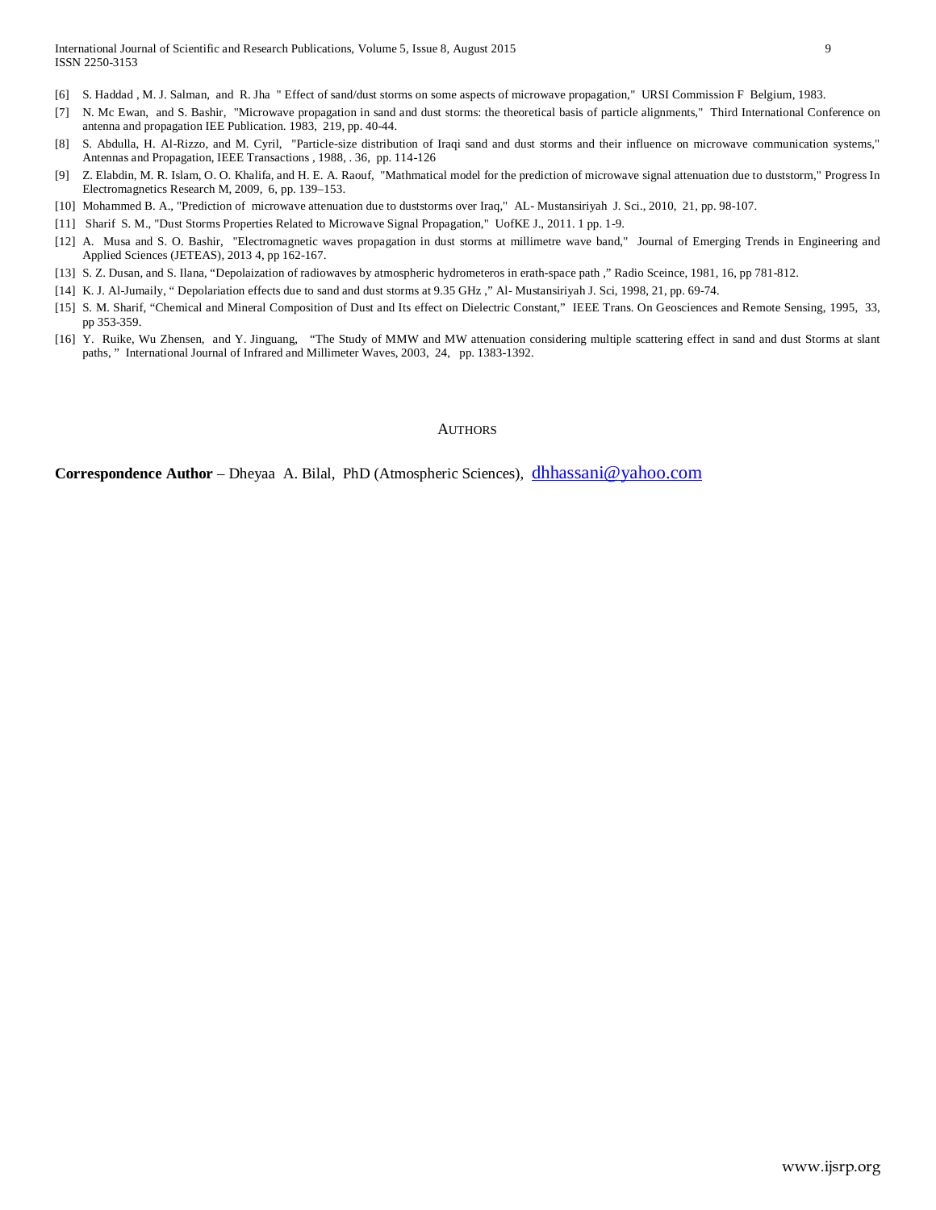[6] S. Haddad , M. J. Salman, and R. Jha " Effect of sand/dust storms on some aspects of microwave propagation," URSI Commission F Belgium, 1983.

[7] N. Mc Ewan, and S. Bashir, "Microwave propagation in sand and dust storms: the theoretical basis of particle alignments," Third International Conference on antenna and propagation IEE Publication. 1983, 219, pp. 40-44.

[8] S. Abdulla, H. Al-Rizzo, and M. Cyril, "Particle-size distribution of Iraqi sand and dust storms and their influence on microwave communication systems," Antennas and Propagation, IEEE Transactions , 1988, . 36, pp. 114-126

[9] Z. Elabdin, M. R. Islam, O. O. Khalifa, and H. E. A. Raouf, "Mathmatical model for the prediction of microwave signal attenuation due to duststorm," Progress In Electromagnetics Research M, 2009, 6, pp. 139–153.

[10] Mohammed B. A., "Prediction of microwave attenuation due to duststorms over Iraq," AL- Mustansiriyah J. Sci., 2010, 21, pp. 98-107.

[11] Sharif S. M., "Dust Storms Properties Related to Microwave Signal Propagation," UofKE J., 2011. 1 pp. 1-9.

[12] A. Musa and S. O. Bashir, "Electromagnetic waves propagation in dust storms at millimetre wave band," Journal of Emerging Trends in Engineering and Applied Sciences (JETEAS), 2013 4, pp 162-167.

[13] S. Z. Dusan, and S. Ilana, "Depolaization of radiowaves by atmospheric hydrometeros in erath-space path ," Radio Sceince, 1981, 16, pp 781-812.

[14] K. J. Al-Jumaily, " Depolariation effects due to sand and dust storms at 9.35 GHz ," Al- Mustansiriyah J. Sci, 1998, 21, pp. 69-74.

[15] S. M. Sharif, "Chemical and Mineral Composition of Dust and Its effect on Dielectric Constant," IEEE Trans. On Geosciences and Remote Sensing, 1995, 33, pp 353-359.

[16] Y. Ruike, Wu Zhensen, and Y. Jinguang, "The Study of MMW and MW attenuation considering multiple scattering effect in sand and dust Storms at slant paths, " International Journal of Infrared and Millimeter Waves, 2003, 24, pp. 1383-1392.

## AUTHORS

**Correspondence Author** – Dheyaa A. Bilal, PhD (Atmospheric Sciences), dhhassani@yahoo.com